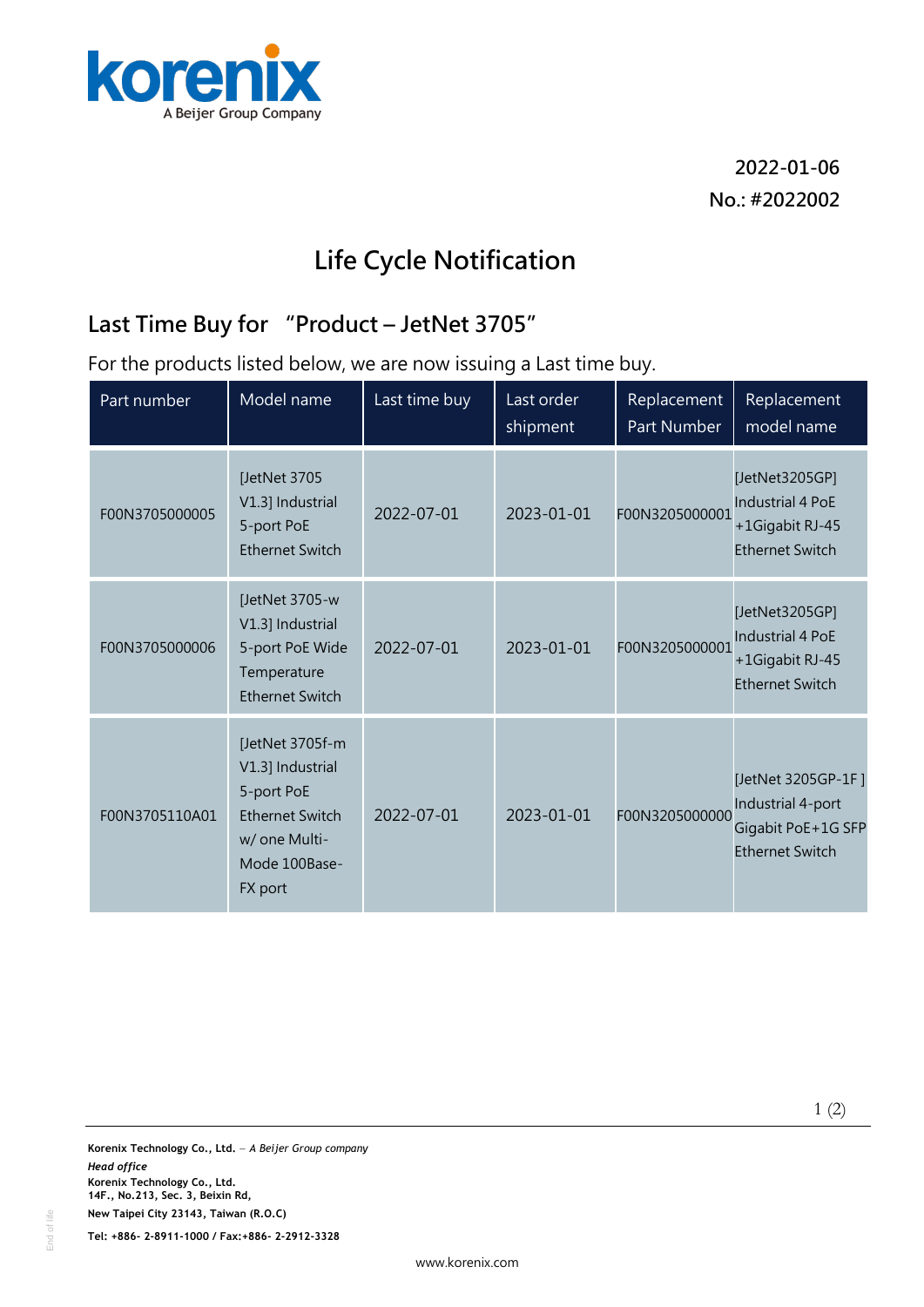2022-01-06

No.: #2022002

# Life Cycle Notification

## Last Time Buy for "Product – JetNet 3705"

For the products listed below, we are now issuing a Last time buy.

| Part number | Model name | Last time buy | Last order shipment | Replacement Part Number | Replacement model name |
|---|---|---|---|---|---|
| F00N3705000005 | [JetNet 3705 V1.3] Industrial 5-port PoE Ethernet Switch | 2022-07-01 | 2023-01-01 | F00N3205000001 | [JetNet3205GP] Industrial 4 PoE +1Gigabit RJ-45 Ethernet Switch |
| F00N3705000006 | [JetNet 3705-w V1.3] Industrial 5-port PoE Wide Temperature Ethernet Switch | 2022-07-01 | 2023-01-01 | F00N3205000001 | [JetNet3205GP] Industrial 4 PoE +1Gigabit RJ-45 Ethernet Switch |
| F00N3705110A01 | [JetNet 3705f-m V1.3] Industrial 5-port PoE Ethernet Switch w/ one Multi-Mode 100Base-FX port | 2022-07-01 | 2023-01-01 | F00N3205000000 | [JetNet 3205GP-1F ] Industrial 4-port Gigabit PoE+1G SFP Ethernet Switch |

**Korenix Technology Co., Ltd.** – *A Beijer Group company*
***Head office***
**Korenix Technology Co., Ltd.**
**14F., No.213, Sec. 3, Beixin Rd,**
**New Taipei City 23143, Taiwan (R.O.C)**
**Tel: +886- 2-8911-1000 / Fax:+886- 2-2912-3328**

www.korenix.com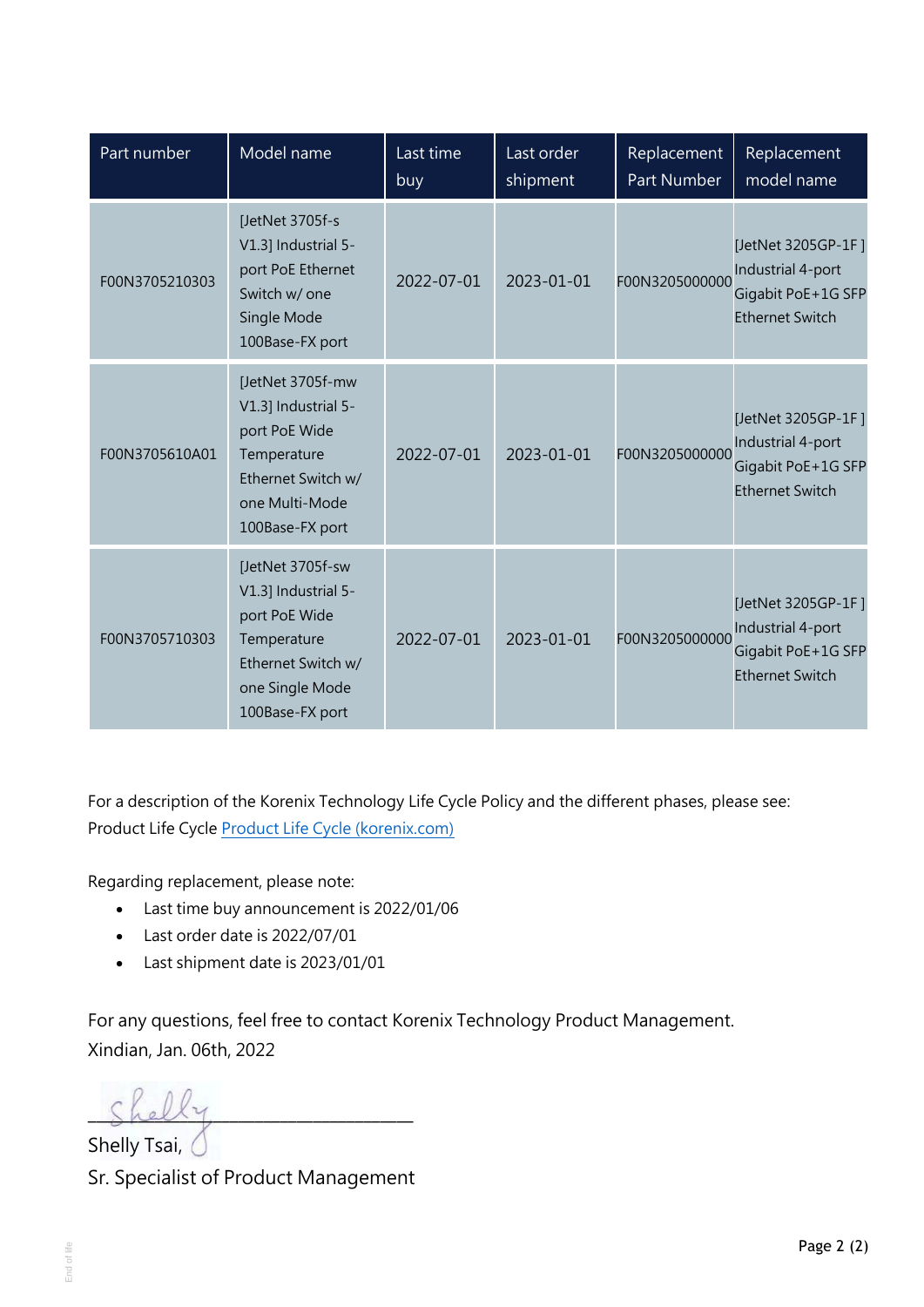| Part number | Model name | Last time buy | Last order shipment | Replacement Part Number | Replacement model name |
| --- | --- | --- | --- | --- | --- |
| F00N3705210303 | [JetNet 3705f-s V1.3] Industrial 5-port PoE Ethernet Switch w/ one Single Mode 100Base-FX port | 2022-07-01 | 2023-01-01 | F00N3205000000 | [JetNet 3205GP-1F ] Industrial 4-port Gigabit PoE+1G SFP Ethernet Switch |
| F00N3705610A01 | [JetNet 3705f-mw V1.3] Industrial 5-port PoE Wide Temperature Ethernet Switch w/ one Multi-Mode 100Base-FX port | 2022-07-01 | 2023-01-01 | F00N3205000000 | [JetNet 3205GP-1F ] Industrial 4-port Gigabit PoE+1G SFP Ethernet Switch |
| F00N3705710303 | [JetNet 3705f-sw V1.3] Industrial 5-port PoE Wide Temperature Ethernet Switch w/ one Single Mode 100Base-FX port | 2022-07-01 | 2023-01-01 | F00N3205000000 | [JetNet 3205GP-1F ] Industrial 4-port Gigabit PoE+1G SFP Ethernet Switch |

For a description of the Korenix Technology Life Cycle Policy and the different phases, please see:
Product Life Cycle [Product Life Cycle (korenix.com)](korenix.com)

Regarding replacement, please note:

- Last time buy announcement is 2022/01/06
- Last order date is 2022/07/01
- Last shipment date is 2023/01/01

For any questions, feel free to contact Korenix Technology Product Management.
Xindian, Jan. 06th, 2022

Shelly Tsai,
Sr. Specialist of Product Management